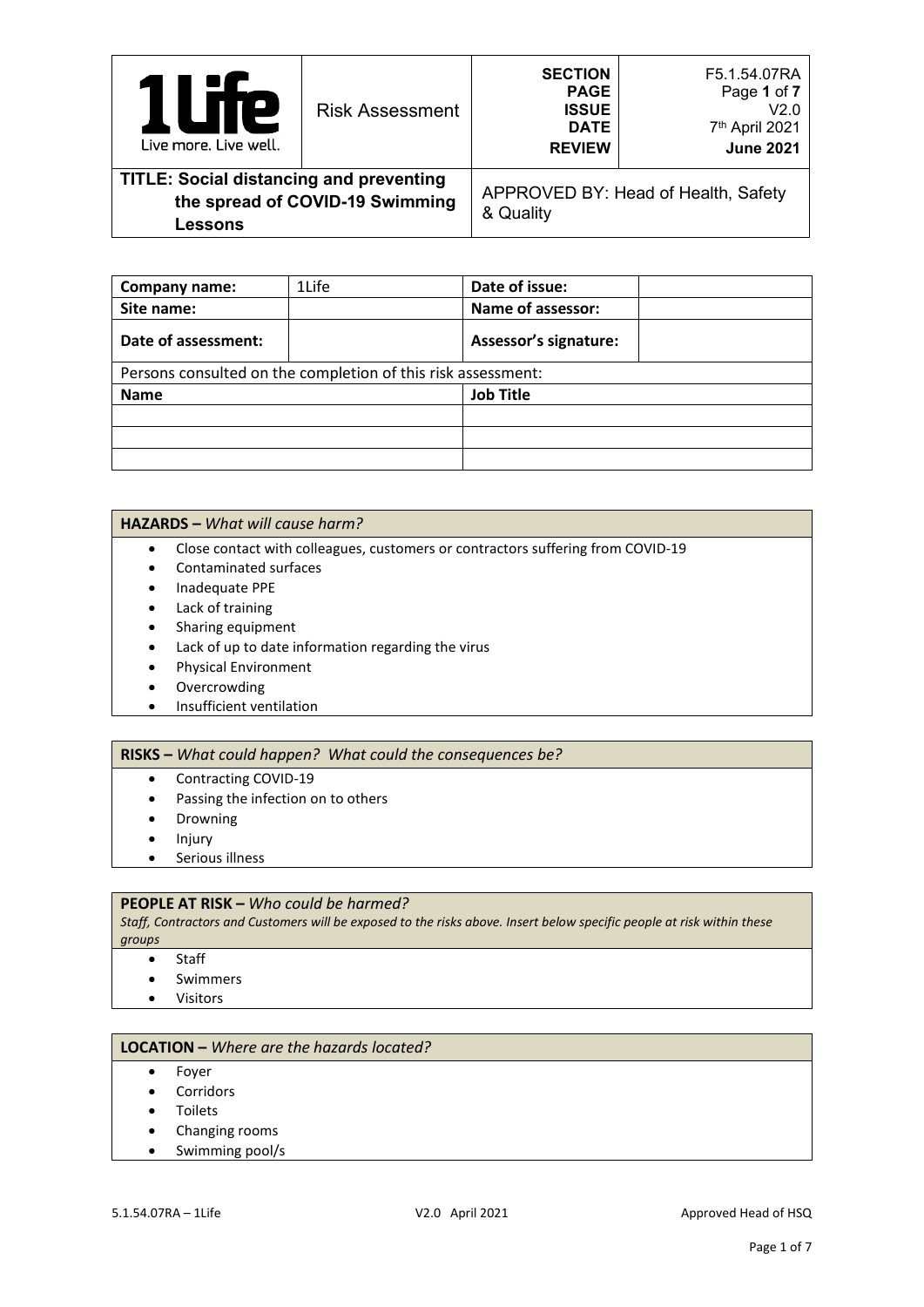| 1Life Live more. Live well. | Risk Assessment | **SECTION** **PAGE** **ISSUE** **DATE** **REVIEW** | F5.1.54.07RA Page **1** of **7** V2.0 7th April 2021 **June 2021** |
|---|---|---|---|
| **TITLE: Social distancing and preventing the spread of COVID-19 Swimming Lessons** | | APPROVED BY: Head of Health, Safety & Quality | |

| **Company name:** | 1Life | **Date of issue:** | |
|---|---|---|---|
| **Site name:** | | **Name of assessor:** | |
| **Date of assessment:** | | **Assessor's signature:** | |
| Persons consulted on the completion of this risk assessment: | | | |
| **Name** | | **Job Title** | |
| | | | |
| | | | |
| | | | |

**HAZARDS –** *What will cause harm?*

- Close contact with colleagues, customers or contractors suffering from COVID-19
- Contaminated surfaces
- Inadequate PPE
- Lack of training
- Sharing equipment
- Lack of up to date information regarding the virus
- Physical Environment
- Overcrowding
- Insufficient ventilation

**RISKS –** *What could happen? What could the consequences be?*

- Contracting COVID-19
- Passing the infection on to others
- Drowning
- Injury
- Serious illness

**PEOPLE AT RISK –** *Who could be harmed?*

*Staff, Contractors and Customers will be exposed to the risks above. Insert below specific people at risk within these groups*

- Staff
- Swimmers
- Visitors

**LOCATION –** *Where are the hazards located?*

- Foyer
- Corridors
- Toilets
- Changing rooms
- Swimming pool/s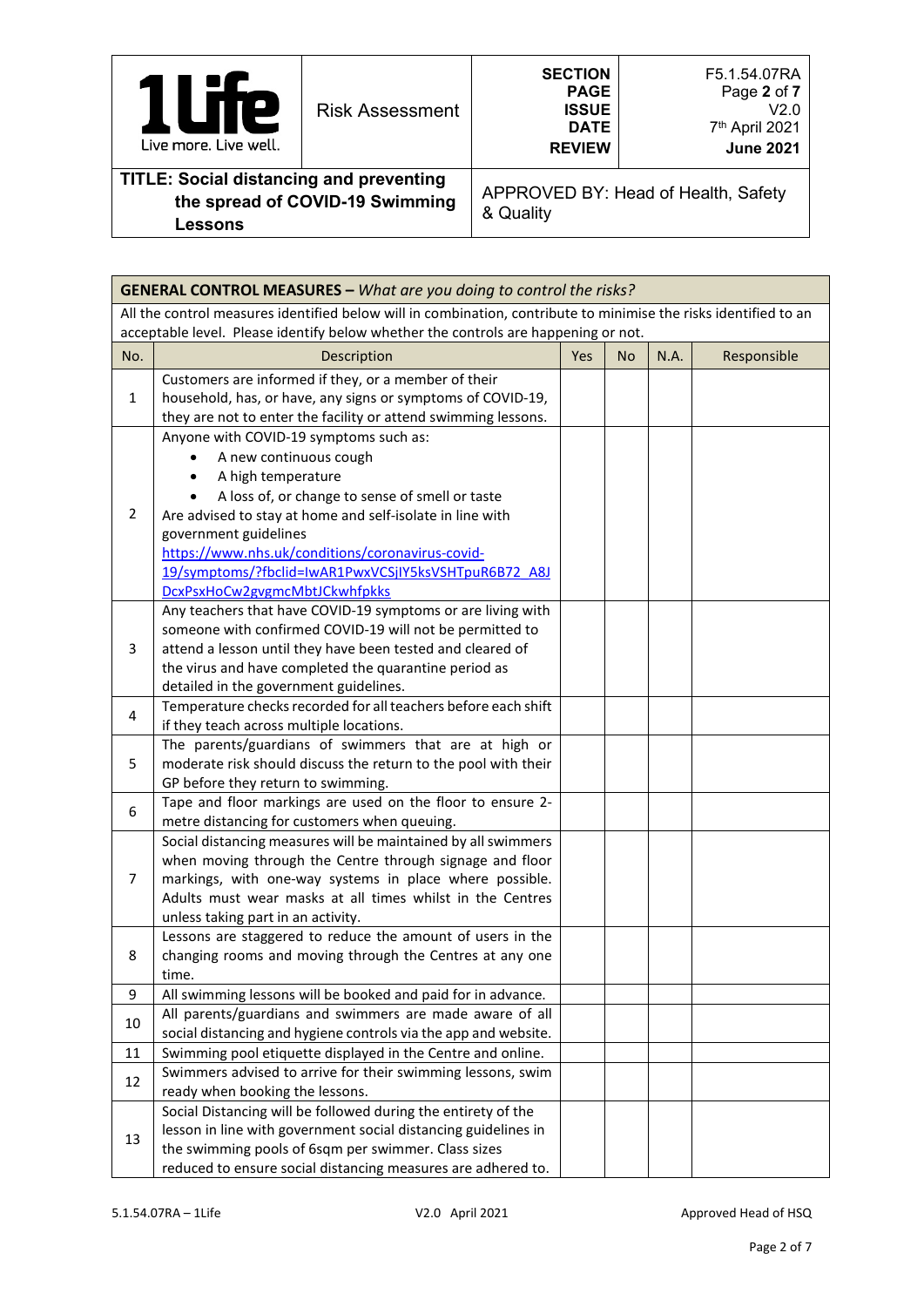| 1Life Live more. Live well. | Risk Assessment | SECTION<br>PAGE<br>ISSUE<br>DATE<br>REVIEW | F5.1.54.07RA<br>Page **2** of **7**<br>V2.0<br>7th April 2021<br>**June 2021** |
|---|---|---|---|
| **TITLE: Social distancing and preventing the spread of COVID-19 Swimming Lessons** | | APPROVED BY: Head of Health, Safety & Quality | |

| **GENERAL CONTROL MEASURES –** *What are you doing to control the risks?* | | | | | |
|---|---|---|---|---|---|
| All the control measures identified below will in combination, contribute to minimise the risks identified to an acceptable level. Please identify below whether the controls are happening or not. | | | | | |
| No. | Description | Yes | No | N.A. | Responsible |
| 1 | Customers are informed if they, or a member of their household, has, or have, any signs or symptoms of COVID-19, they are not to enter the facility or attend swimming lessons. | | | | |
| 2 | Anyone with COVID-19 symptoms such as:<br>• A new continuous cough<br>• A high temperature<br>• A loss of, or change to sense of smell or taste<br>Are advised to stay at home and self-isolate in line with government guidelines<br>https://www.nhs.uk/conditions/coronavirus-covid-19/symptoms/?fbclid=IwAR1PwxVCSjIY5ksVSHTpuR6B72_A8JDcxPsxHoCw2gvgmcMbtJCkwhfpkks | | | | |
| 3 | Any teachers that have COVID-19 symptoms or are living with someone with confirmed COVID-19 will not be permitted to attend a lesson until they have been tested and cleared of the virus and have completed the quarantine period as detailed in the government guidelines. | | | | |
| 4 | Temperature checks recorded for all teachers before each shift if they teach across multiple locations. | | | | |
| 5 | The parents/guardians of swimmers that are at high or moderate risk should discuss the return to the pool with their GP before they return to swimming. | | | | |
| 6 | Tape and floor markings are used on the floor to ensure 2-metre distancing for customers when queuing. | | | | |
| 7 | Social distancing measures will be maintained by all swimmers when moving through the Centre through signage and floor markings, with one-way systems in place where possible. Adults must wear masks at all times whilst in the Centres unless taking part in an activity. | | | | |
| 8 | Lessons are staggered to reduce the amount of users in the changing rooms and moving through the Centres at any one time. | | | | |
| 9 | All swimming lessons will be booked and paid for in advance. | | | | |
| 10 | All parents/guardians and swimmers are made aware of all social distancing and hygiene controls via the app and website. | | | | |
| 11 | Swimming pool etiquette displayed in the Centre and online. | | | | |
| 12 | Swimmers advised to arrive for their swimming lessons, swim ready when booking the lessons. | | | | |
| 13 | Social Distancing will be followed during the entirety of the lesson in line with government social distancing guidelines in the swimming pools of 6sqm per swimmer. Class sizes reduced to ensure social distancing measures are adhered to. | | | | |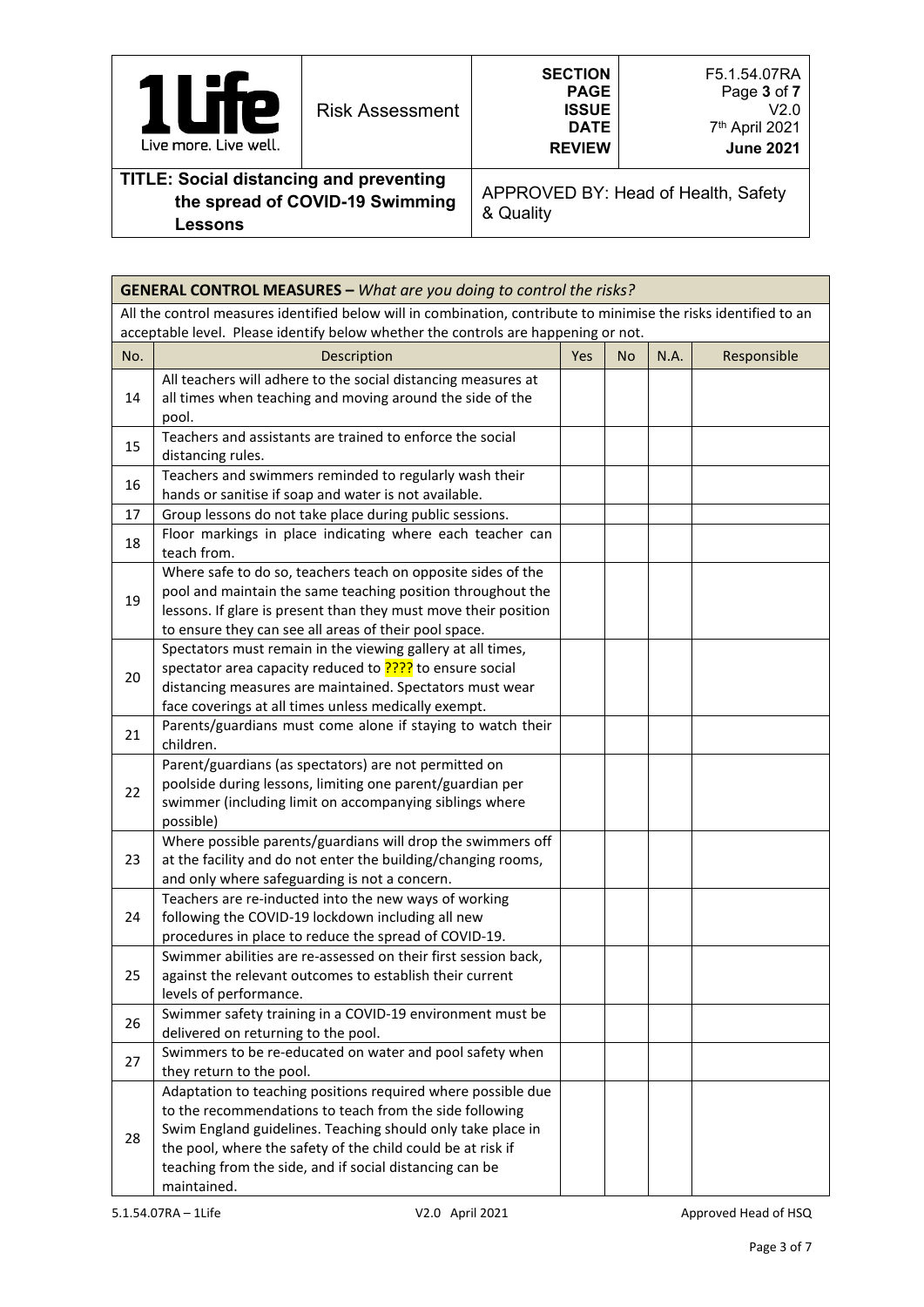| 1Life Live more. Live well. | Risk Assessment | SECTION PAGE ISSUE DATE REVIEW | F5.1.54.07RA Page **3** of **7** V2.0 7th April 2021 **June 2021** |
|---|---|---|---|
| **TITLE: Social distancing and preventing the spread of COVID-19 Swimming Lessons** | | APPROVED BY: Head of Health, Safety & Quality | |

| **GENERAL CONTROL MEASURES –** *What are you doing to control the risks?* | | | | | |
|---|---|---|---|---|---|
| All the control measures identified below will in combination, contribute to minimise the risks identified to an acceptable level. Please identify below whether the controls are happening or not. | | | | | |
| No. | Description | Yes | No | N.A. | Responsible |
| 14 | All teachers will adhere to the social distancing measures at all times when teaching and moving around the side of the pool. | | | | |
| 15 | Teachers and assistants are trained to enforce the social distancing rules. | | | | |
| 16 | Teachers and swimmers reminded to regularly wash their hands or sanitise if soap and water is not available. | | | | |
| 17 | Group lessons do not take place during public sessions. | | | | |
| 18 | Floor markings in place indicating where each teacher can teach from. | | | | |
| 19 | Where safe to do so, teachers teach on opposite sides of the pool and maintain the same teaching position throughout the lessons. If glare is present than they must move their position to ensure they can see all areas of their pool space. | | | | |
| 20 | Spectators must remain in the viewing gallery at all times, spectator area capacity reduced to ???? to ensure social distancing measures are maintained. Spectators must wear face coverings at all times unless medically exempt. | | | | |
| 21 | Parents/guardians must come alone if staying to watch their children. | | | | |
| 22 | Parent/guardians (as spectators) are not permitted on poolside during lessons, limiting one parent/guardian per swimmer (including limit on accompanying siblings where possible) | | | | |
| 23 | Where possible parents/guardians will drop the swimmers off at the facility and do not enter the building/changing rooms, and only where safeguarding is not a concern. | | | | |
| 24 | Teachers are re-inducted into the new ways of working following the COVID-19 lockdown including all new procedures in place to reduce the spread of COVID-19. | | | | |
| 25 | Swimmer abilities are re-assessed on their first session back, against the relevant outcomes to establish their current levels of performance. | | | | |
| 26 | Swimmer safety training in a COVID-19 environment must be delivered on returning to the pool. | | | | |
| 27 | Swimmers to be re-educated on water and pool safety when they return to the pool. | | | | |
| 28 | Adaptation to teaching positions required where possible due to the recommendations to teach from the side following Swim England guidelines. Teaching should only take place in the pool, where the safety of the child could be at risk if teaching from the side, and if social distancing can be maintained. | | | | |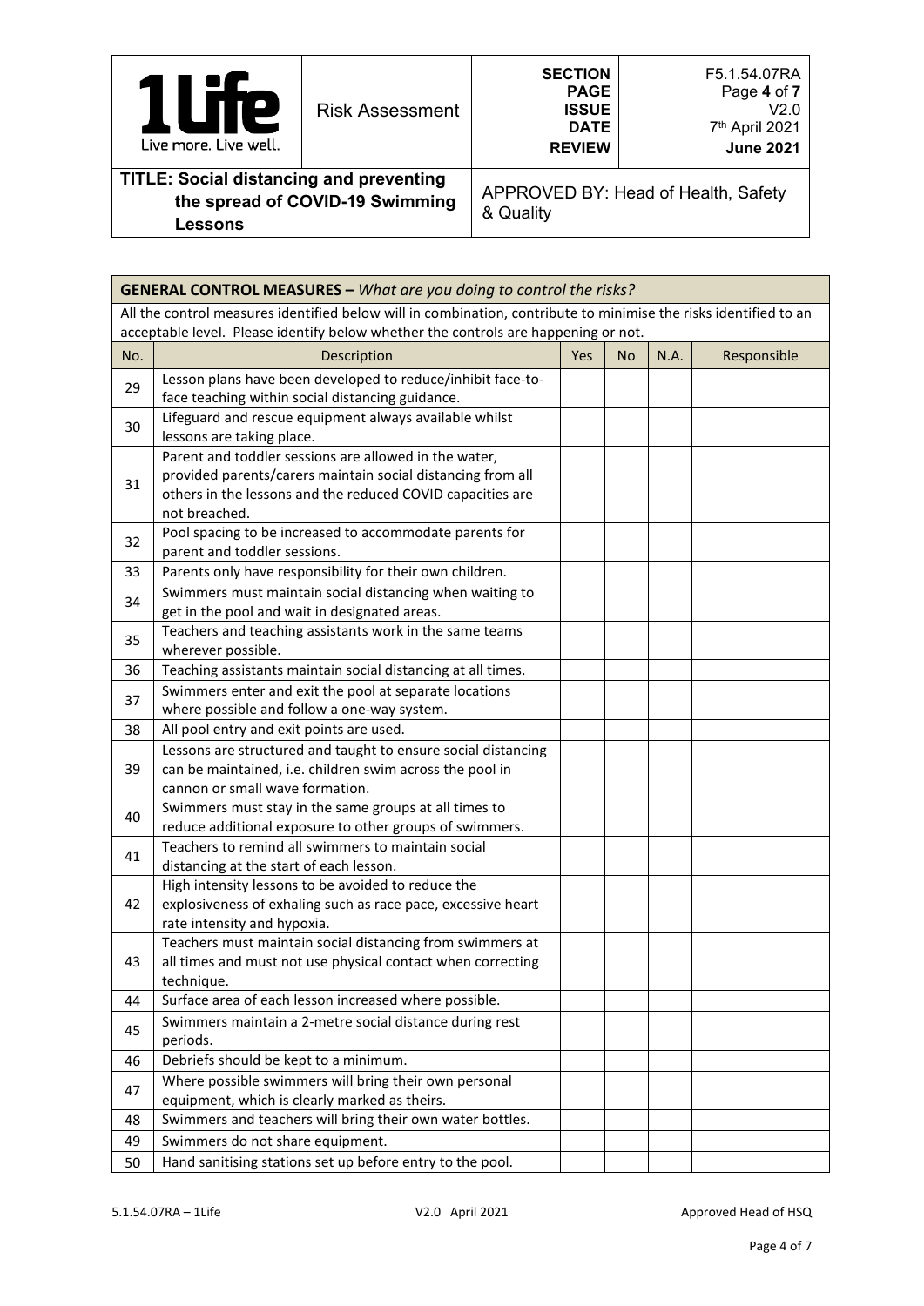| 1Life Live more. Live well. | Risk Assessment | SECTION<br>PAGE<br>ISSUE<br>DATE<br>REVIEW | F5.1.54.07RA<br>Page **4** of **7**<br>V2.0<br>7th April 2021<br>**June 2021** |
|---|---|---|---|
| **TITLE: Social distancing and preventing the spread of COVID-19 Swimming Lessons** | | APPROVED BY: Head of Health, Safety & Quality | |

**GENERAL CONTROL MEASURES –** *What are you doing to control the risks?*

All the control measures identified below will in combination, contribute to minimise the risks identified to an acceptable level. Please identify below whether the controls are happening or not.

| No. | Description | Yes | No | N.A. | Responsible |
|---|---|---|---|---|---|
| 29 | Lesson plans have been developed to reduce/inhibit face-to-face teaching within social distancing guidance. | | | | |
| 30 | Lifeguard and rescue equipment always available whilst lessons are taking place. | | | | |
| 31 | Parent and toddler sessions are allowed in the water, provided parents/carers maintain social distancing from all others in the lessons and the reduced COVID capacities are not breached. | | | | |
| 32 | Pool spacing to be increased to accommodate parents for parent and toddler sessions. | | | | |
| 33 | Parents only have responsibility for their own children. | | | | |
| 34 | Swimmers must maintain social distancing when waiting to get in the pool and wait in designated areas. | | | | |
| 35 | Teachers and teaching assistants work in the same teams wherever possible. | | | | |
| 36 | Teaching assistants maintain social distancing at all times. | | | | |
| 37 | Swimmers enter and exit the pool at separate locations where possible and follow a one-way system. | | | | |
| 38 | All pool entry and exit points are used. | | | | |
| 39 | Lessons are structured and taught to ensure social distancing can be maintained, i.e. children swim across the pool in cannon or small wave formation. | | | | |
| 40 | Swimmers must stay in the same groups at all times to reduce additional exposure to other groups of swimmers. | | | | |
| 41 | Teachers to remind all swimmers to maintain social distancing at the start of each lesson. | | | | |
| 42 | High intensity lessons to be avoided to reduce the explosiveness of exhaling such as race pace, excessive heart rate intensity and hypoxia. | | | | |
| 43 | Teachers must maintain social distancing from swimmers at all times and must not use physical contact when correcting technique. | | | | |
| 44 | Surface area of each lesson increased where possible. | | | | |
| 45 | Swimmers maintain a 2-metre social distance during rest periods. | | | | |
| 46 | Debriefs should be kept to a minimum. | | | | |
| 47 | Where possible swimmers will bring their own personal equipment, which is clearly marked as theirs. | | | | |
| 48 | Swimmers and teachers will bring their own water bottles. | | | | |
| 49 | Swimmers do not share equipment. | | | | |
| 50 | Hand sanitising stations set up before entry to the pool. | | | | |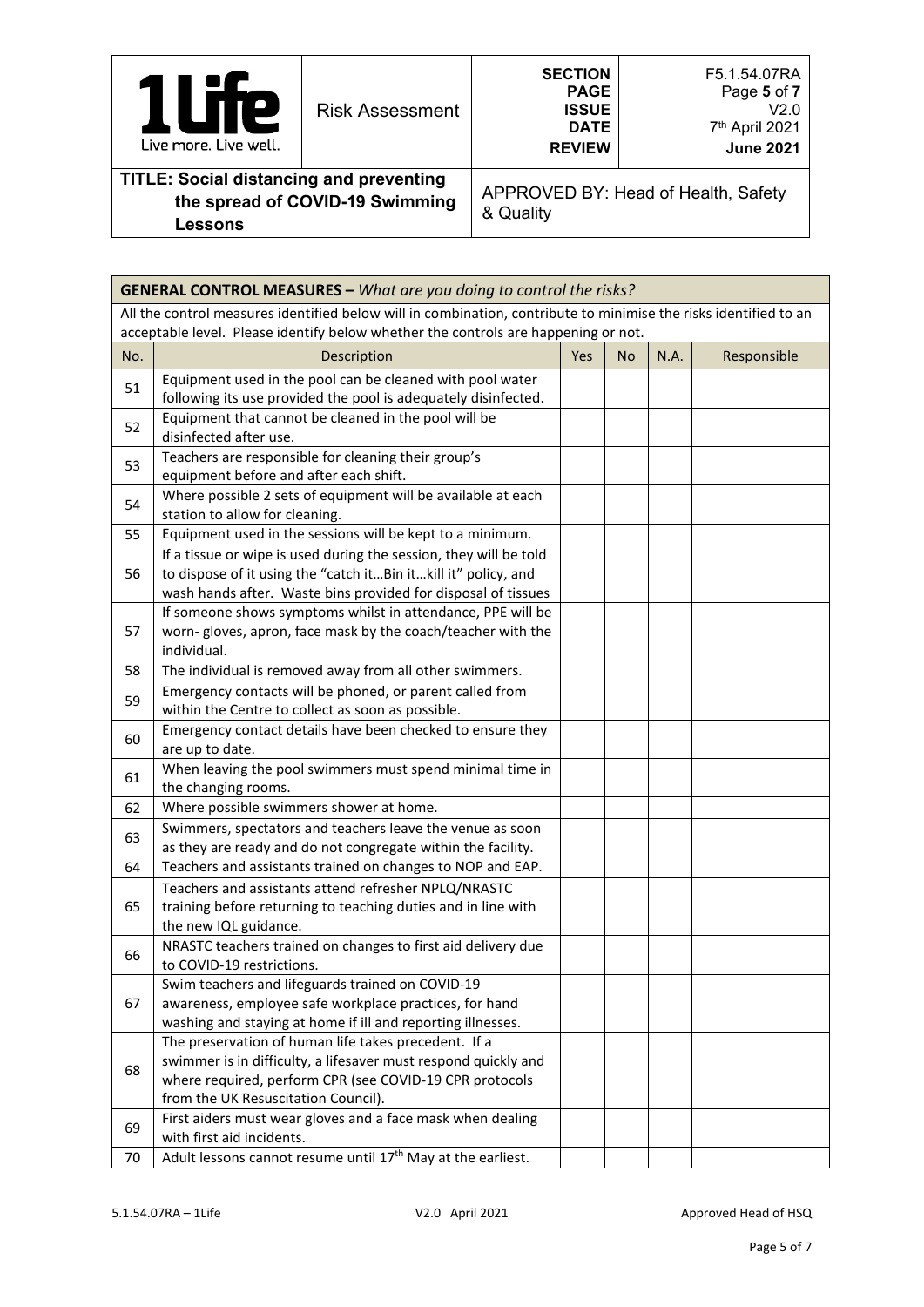**TITLE: Social distancing and preventing the spread of COVID-19 Swimming Lessons**

APPROVED BY: Head of Health, Safety & Quality

| **GENERAL CONTROL MEASURES –** *What are you doing to control the risks?* | | | | | |
|---|---|---|---|---|---|
| All the control measures identified below will in combination, contribute to minimise the risks identified to an acceptable level. Please identify below whether the controls are happening or not. | | | | | |
| No. | Description | Yes | No | N.A. | Responsible |
| 51 | Equipment used in the pool can be cleaned with pool water following its use provided the pool is adequately disinfected. | | | | |
| 52 | Equipment that cannot be cleaned in the pool will be disinfected after use. | | | | |
| 53 | Teachers are responsible for cleaning their group's equipment before and after each shift. | | | | |
| 54 | Where possible 2 sets of equipment will be available at each station to allow for cleaning. | | | | |
| 55 | Equipment used in the sessions will be kept to a minimum. | | | | |
| 56 | If a tissue or wipe is used during the session, they will be told to dispose of it using the "catch it…Bin it…kill it" policy, and wash hands after. Waste bins provided for disposal of tissues | | | | |
| 57 | If someone shows symptoms whilst in attendance, PPE will be worn- gloves, apron, face mask by the coach/teacher with the individual. | | | | |
| 58 | The individual is removed away from all other swimmers. | | | | |
| 59 | Emergency contacts will be phoned, or parent called from within the Centre to collect as soon as possible. | | | | |
| 60 | Emergency contact details have been checked to ensure they are up to date. | | | | |
| 61 | When leaving the pool swimmers must spend minimal time in the changing rooms. | | | | |
| 62 | Where possible swimmers shower at home. | | | | |
| 63 | Swimmers, spectators and teachers leave the venue as soon as they are ready and do not congregate within the facility. | | | | |
| 64 | Teachers and assistants trained on changes to NOP and EAP. | | | | |
| 65 | Teachers and assistants attend refresher NPLQ/NRASTC training before returning to teaching duties and in line with the new IQL guidance. | | | | |
| 66 | NRASTC teachers trained on changes to first aid delivery due to COVID-19 restrictions. | | | | |
| 67 | Swim teachers and lifeguards trained on COVID-19 awareness, employee safe workplace practices, for hand washing and staying at home if ill and reporting illnesses. | | | | |
| 68 | The preservation of human life takes precedent. If a swimmer is in difficulty, a lifesaver must respond quickly and where required, perform CPR (see COVID-19 CPR protocols from the UK Resuscitation Council). | | | | |
| 69 | First aiders must wear gloves and a face mask when dealing with first aid incidents. | | | | |
| 70 | Adult lessons cannot resume until 17th May at the earliest. | | | | |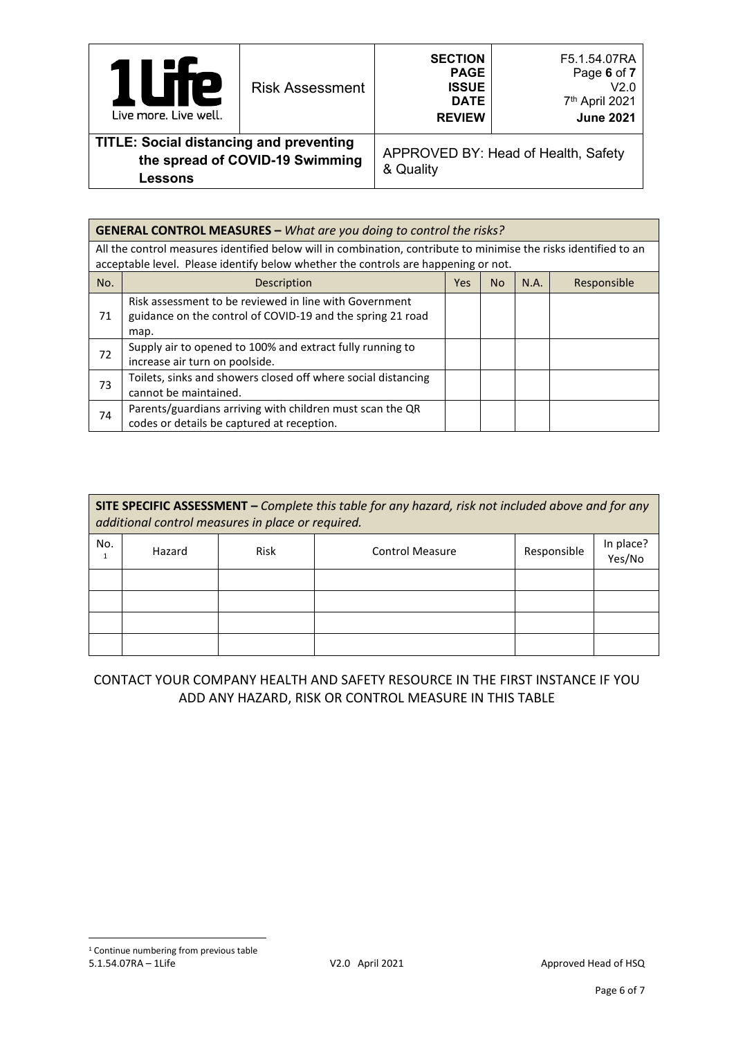| GENERAL CONTROL MEASURES – *What are you doing to control the risks?* | | | | | |
|---|---|---|---|---|---|
| All the control measures identified below will in combination, contribute to minimise the risks identified to an acceptable level. Please identify below whether the controls are happening or not. | | | | | |
| No. | Description | Yes | No | N.A. | Responsible |
| 71 | Risk assessment to be reviewed in line with Government guidance on the control of COVID-19 and the spring 21 road map. | | | | |
| 72 | Supply air to opened to 100% and extract fully running to increase air turn on poolside. | | | | |
| 73 | Toilets, sinks and showers closed off where social distancing cannot be maintained. | | | | |
| 74 | Parents/guardians arriving with children must scan the QR codes or details be captured at reception. | | | | |

| SITE SPECIFIC ASSESSMENT – *Complete this table for any hazard, risk not included above and for any additional control measures in place or required.* | | | | | |
|---|---|---|---|---|---|
| No.[1] | Hazard | Risk | Control Measure | Responsible | In place? Yes/No |
| | | | | | |
| | | | | | |
| | | | | | |
| | | | | | |

CONTACT YOUR COMPANY HEALTH AND SAFETY RESOURCE IN THE FIRST INSTANCE IF YOU ADD ANY HAZARD, RISK OR CONTROL MEASURE IN THIS TABLE

[1] Continue numbering from previous table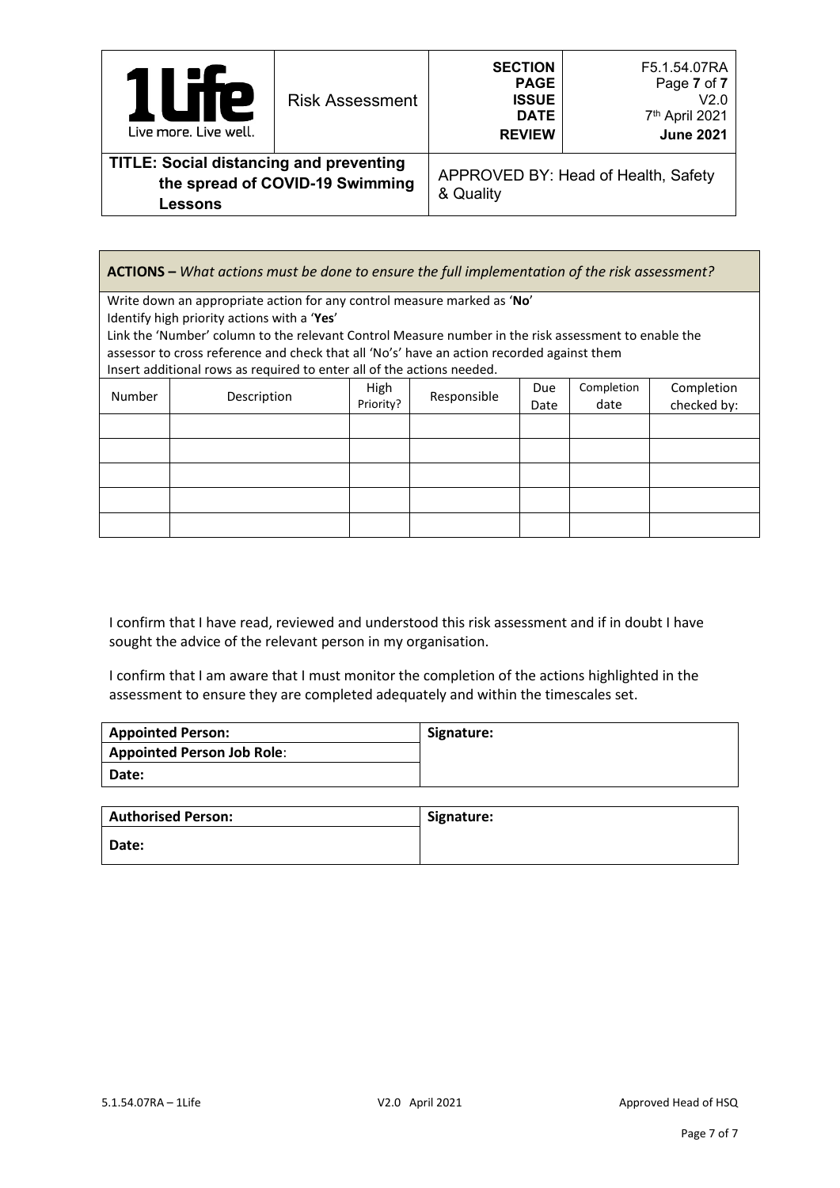| 1Life Live more. Live well. | Risk Assessment | SECTION PAGE ISSUE DATE REVIEW | F5.1.54.07RA Page 7 of 7 V2.0 7th April 2021 **June 2021** |
|---|---|---|---|
| **TITLE: Social distancing and preventing the spread of COVID-19 Swimming Lessons** | | APPROVED BY: Head of Health, Safety & Quality | |

**ACTIONS –** *What actions must be done to ensure the full implementation of the risk assessment?*

Write down an appropriate action for any control measure marked as '**No**'
Identify high priority actions with a '**Yes**'
Link the 'Number' column to the relevant Control Measure number in the risk assessment to enable the assessor to cross reference and check that all 'No's' have an action recorded against them
Insert additional rows as required to enter all of the actions needed.

| Number | Description | High Priority? | Responsible | Due Date | Completion date | Completion checked by: |
|---|---|---|---|---|---|---|
| | | | | | | |
| | | | | | | |
| | | | | | | |
| | | | | | | |
| | | | | | | |

I confirm that I have read, reviewed and understood this risk assessment and if in doubt I have sought the advice of the relevant person in my organisation.

I confirm that I am aware that I must monitor the completion of the actions highlighted in the assessment to ensure they are completed adequately and within the timescales set.

| **Appointed Person:** | **Signature:** |
|---|---|
| **Appointed Person Job Role**: | |
| **Date:** | |

| **Authorised Person:** | **Signature:** |
|---|---|
| **Date:** | |

5.1.54.07RA – 1Life V2.0 April 2021 Approved Head of HSQ